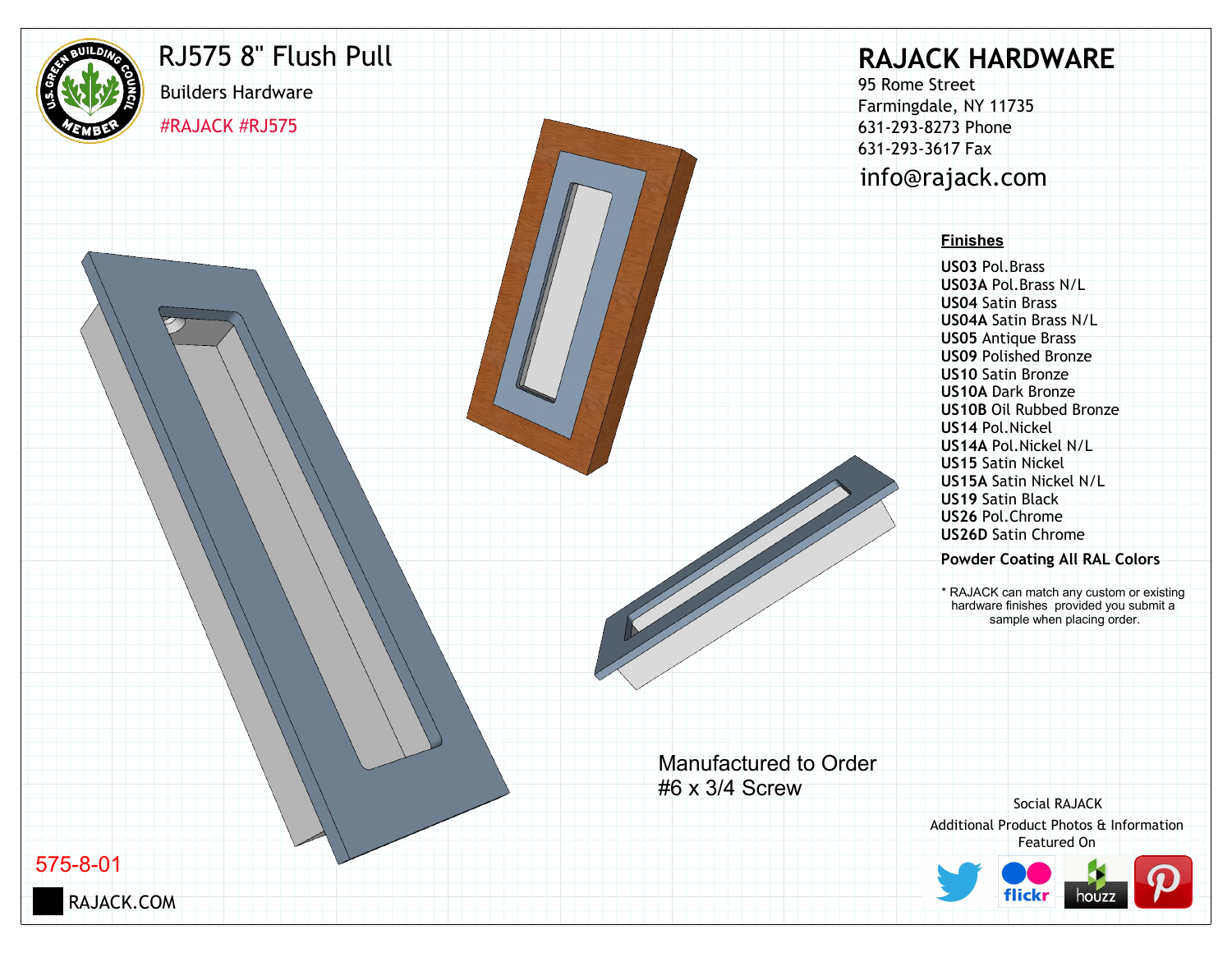# RJ575 8" Flush Pull

Builders Hardware

#RAJACK #RJ575

## RAJACK HARDWARE

95 Rome Street
Farmingdale, NY 11735
631-293-8273 Phone
631-293-3617 Fax
info@rajack.com

**Finishes**

**US03** Pol.Brass
**US03A** Pol.Brass N/L
**US04** Satin Brass
**US04A** Satin Brass N/L
**US05** Antique Brass
**US09** Polished Bronze
**US10** Satin Bronze
**US10A** Dark Bronze
**US10B** Oil Rubbed Bronze
**US14** Pol.Nickel
**US14A** Pol.Nickel N/L
**US15** Satin Nickel
**US15A** Satin Nickel N/L
**US19** Satin Black
**US26** Pol.Chrome
**US26D** Satin Chrome

**Powder Coating All RAL Colors**

* RAJACK can match any custom or existing hardware finishes provided you submit a sample when placing order.

Manufactured to Order
#6 x 3/4 Screw

Social RAJACK
Additional Product Photos & Information Featured On

575-8-01

RAJACK.COM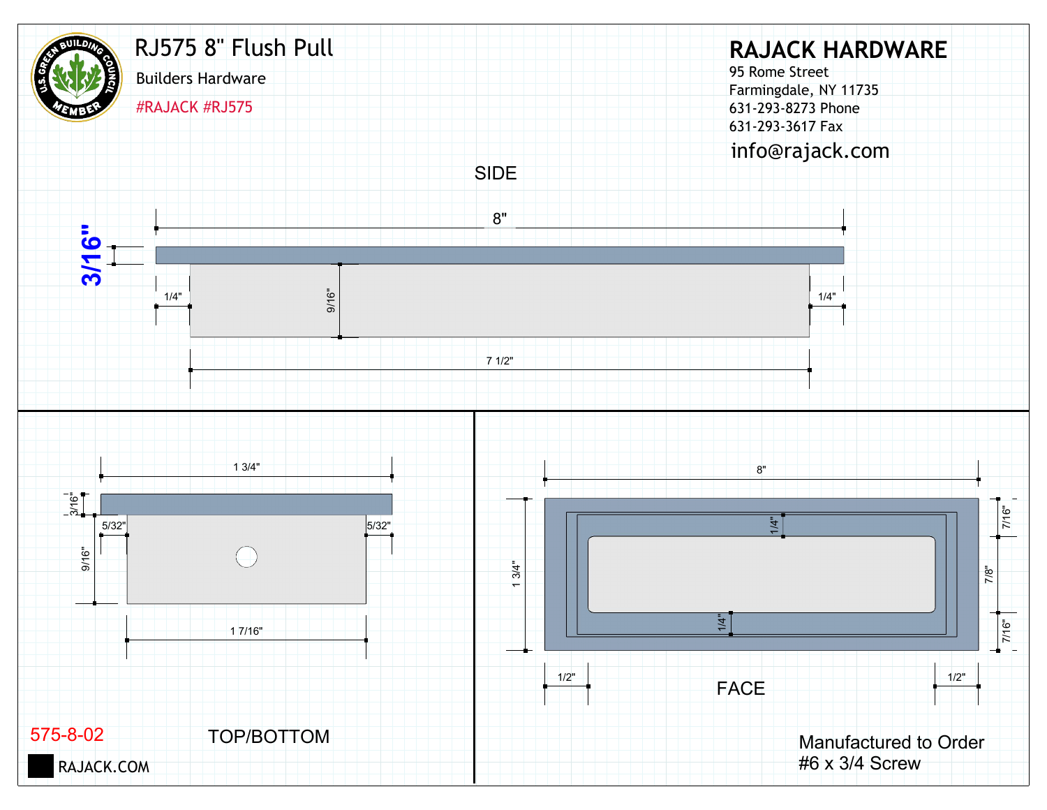# RJ575 8" Flush Pull

Builders Hardware

#RAJACK #RJ575

**RAJACK HARDWARE**

95 Rome Street
Farmingdale, NY 11735
631-293-8273 Phone
631-293-3617 Fax
info@rajack.com

## SIDE

8"

3/16"

1/4"

9/16"

1/4"

7 1/2"

## TOP/BOTTOM

1 3/4"

3/16"

5/32"

5/32"

9/16"

1 7/16"

## FACE

8"

1/4"

7/16"

1 3/4"

7/8"

1/4"

7/16"

1/2"

1/2"

575-8-02

RAJACK.COM

Manufactured to Order
#6 x 3/4 Screw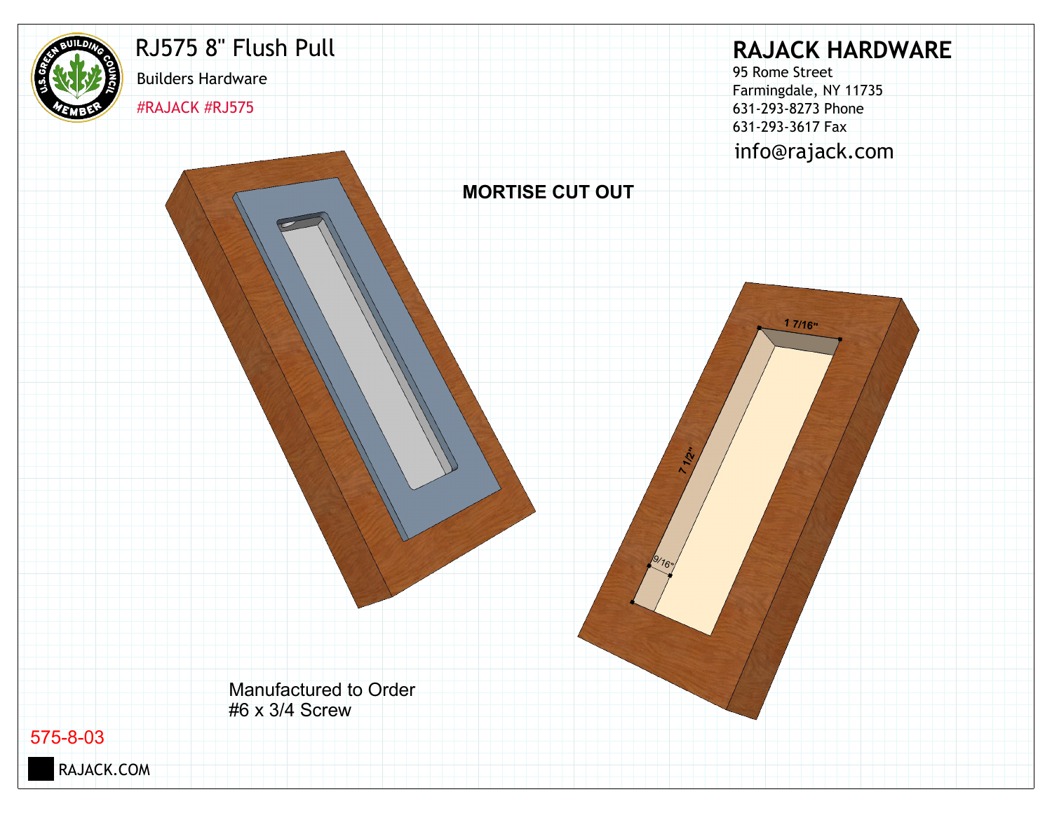# RJ575 8" Flush Pull

Builders Hardware

#RAJACK #RJ575

## RAJACK HARDWARE

95 Rome Street
Farmingdale, NY 11735
631-293-8273 Phone
631-293-3617 Fax
info@rajack.com

**MORTISE CUT OUT**

1 7/16"

7 1/2"

9/16"

Manufactured to Order
#6 x 3/4 Screw

575-8-03

RAJACK.COM